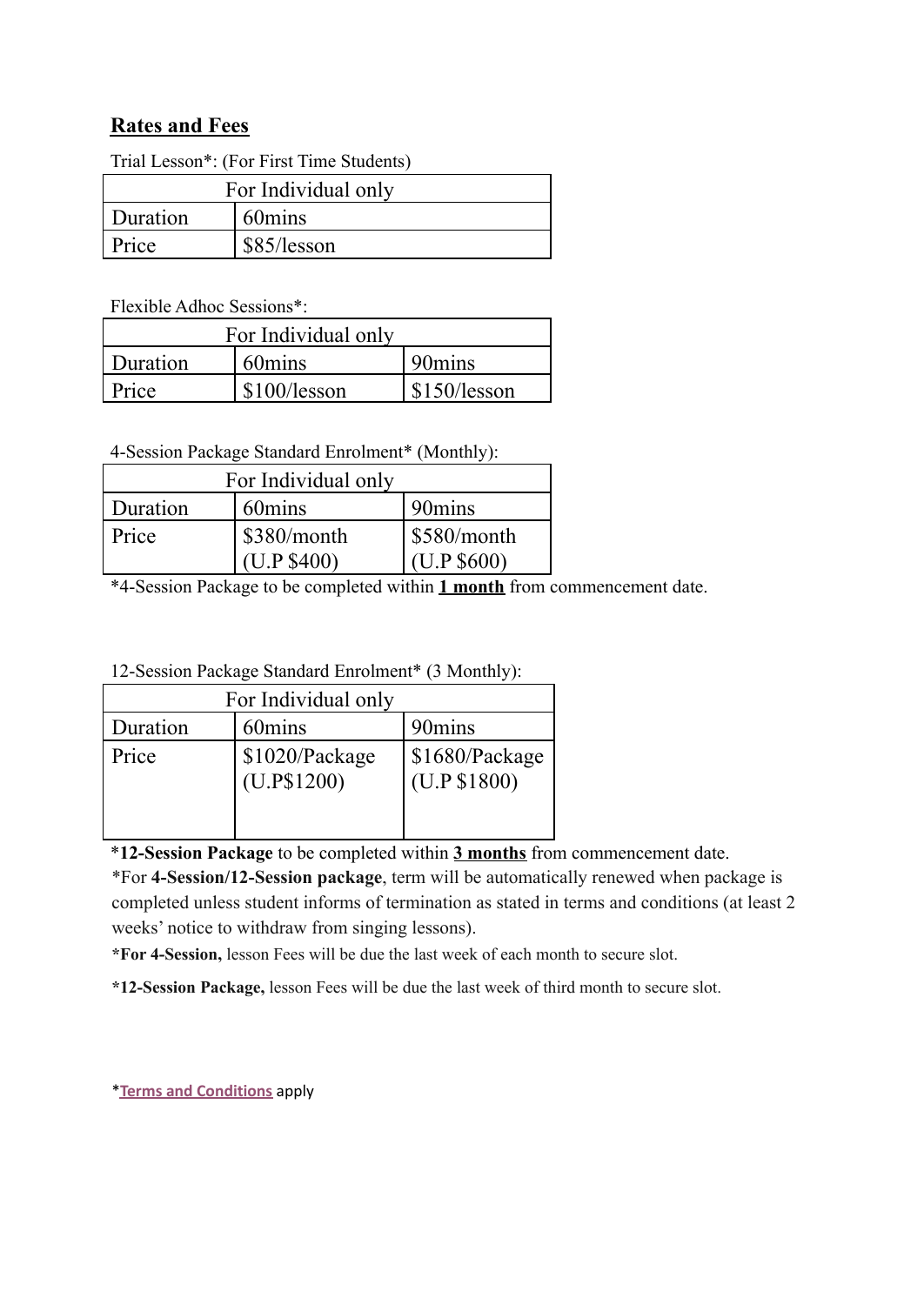## **Rates and Fees**

Trial Lesson*: (For First Time Students)

| For Individual only | |
|---|---|
| Duration | 60mins |
| Price | $85/lesson |

Flexible Adhoc Sessions*:

| For Individual only | | |
|---|---|---|
| Duration | 60mins | 90mins |
| Price | $100/lesson | $150/lesson |

4-Session Package Standard Enrolment* (Monthly):

| For Individual only | | |
|---|---|---|
| Duration | 60mins | 90mins |
| Price | $380/month (U.P $400) | $580/month (U.P $600) |

*4-Session Package to be completed within **1 month** from commencement date.

12-Session Package Standard Enrolment* (3 Monthly):

| For Individual only | | |
|---|---|---|
| Duration | 60mins | 90mins |
| Price | $1020/Package (U.P$1200) | $1680/Package (U.P $1800) |

***12-Session Package** to be completed within **3 months** from commencement date.

*For **4-Session/12-Session package**, term will be automatically renewed when package is completed unless student informs of termination as stated in terms and conditions (at least 2 weeks' notice to withdraw from singing lessons).

***For 4-Session,** lesson Fees will be due the last week of each month to secure slot.

***12-Session Package,** lesson Fees will be due the last week of third month to secure slot.

*Terms and Conditions apply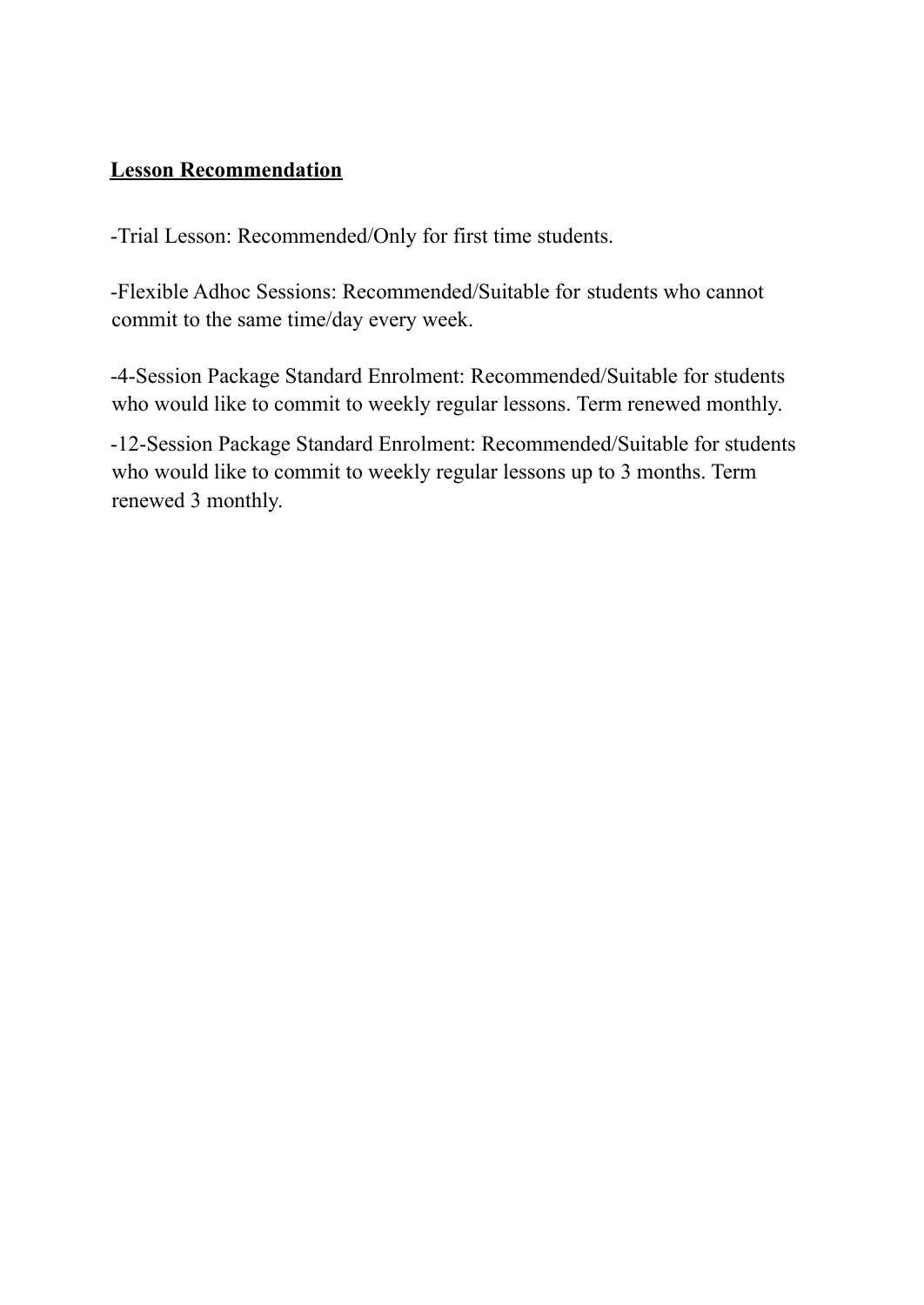**<u>Lesson Recommendation</u>**

-Trial Lesson: Recommended/Only for first time students.

-Flexible Adhoc Sessions: Recommended/Suitable for students who cannot commit to the same time/day every week.

-4-Session Package Standard Enrolment: Recommended/Suitable for students who would like to commit to weekly regular lessons. Term renewed monthly.

-12-Session Package Standard Enrolment: Recommended/Suitable for students who would like to commit to weekly regular lessons up to 3 months. Term renewed 3 monthly.